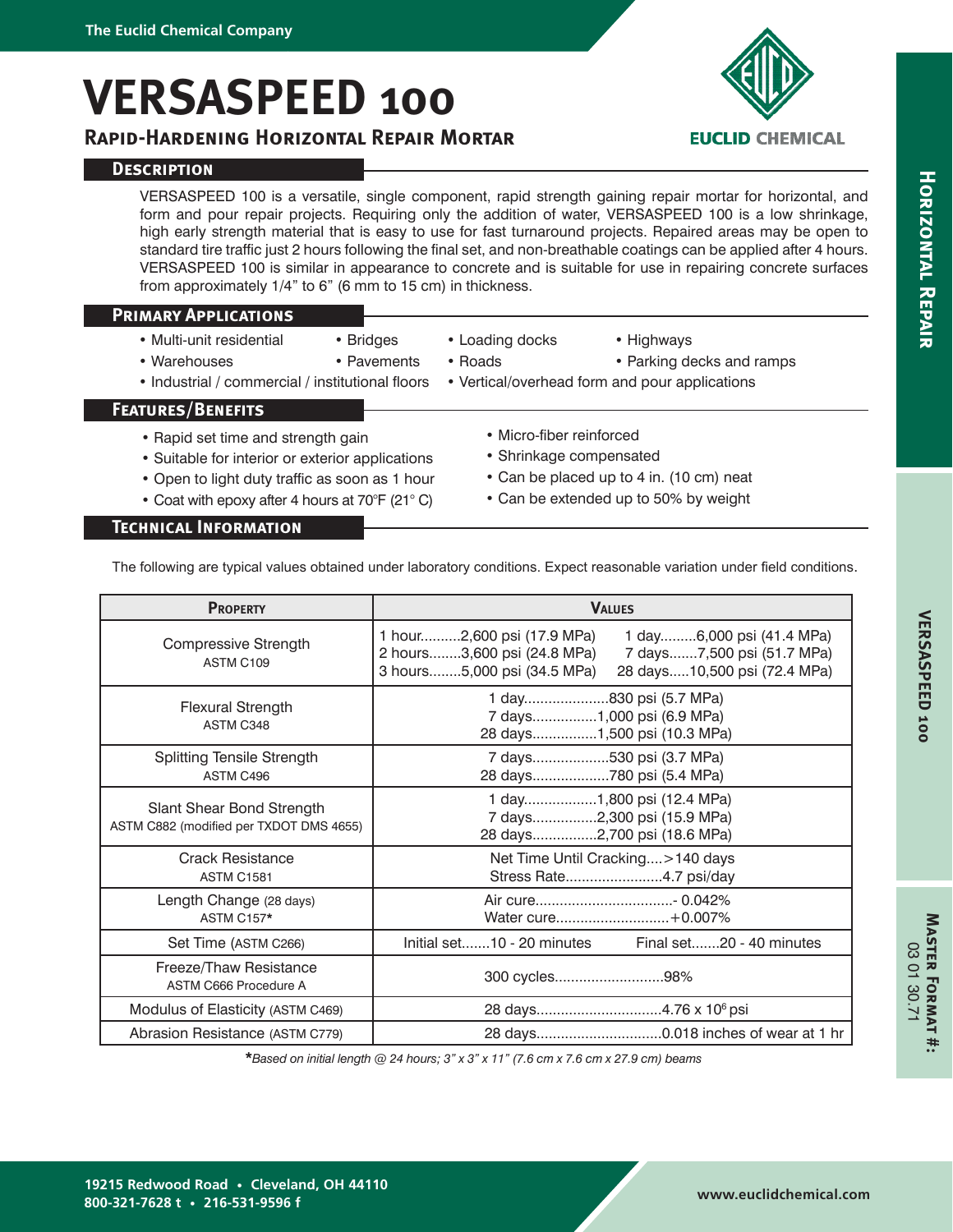The Euclid Chemical Company

# VERSASPEED 100

## Rapid-Hardening Horizontal Repair Mortar

### Description

VERSASPEED 100 is a versatile, single component, rapid strength gaining repair mortar for horizontal, and form and pour repair projects. Requiring only the addition of water, VERSASPEED 100 is a low shrinkage, high early strength material that is easy to use for fast turnaround projects. Repaired areas may be open to standard tire traffic just 2 hours following the final set, and non-breathable coatings can be applied after 4 hours. VERSASPEED 100 is similar in appearance to concrete and is suitable for use in repairing concrete surfaces from approximately 1/4" to 6" (6 mm to 15 cm) in thickness.

### Primary Applications

- Multi-unit residential
- Warehouses
- Industrial / commercial / institutional floors
- Bridges
- Pavements
- Loading docks
- Roads
- Vertical/overhead form and pour applications
- Highways
- Parking decks and ramps

### Features/Benefits

- Rapid set time and strength gain
- Suitable for interior or exterior applications
- Open to light duty traffic as soon as 1 hour
- Coat with epoxy after 4 hours at 70°F (21° C)
- Micro-fiber reinforced
- Shrinkage compensated
- Can be placed up to 4 in. (10 cm) neat
- Can be extended up to 50% by weight

### Technical Information

The following are typical values obtained under laboratory conditions. Expect reasonable variation under field conditions.

| Property | Values |
|---|---|
| Compressive Strength<br>ASTM C109 | 1 hour..........2,600 psi (17.9 MPa)<br>2 hours........3,600 psi (24.8 MPa)<br>3 hours........5,000 psi (34.5 MPa)<br>1 day.........6,000 psi (41.4 MPa)<br>7 days.......7,500 psi (51.7 MPa)<br>28 days.....10,500 psi (72.4 MPa) |
| Flexural Strength<br>ASTM C348 | 1 day.....................830 psi (5.7 MPa)<br>7 days................1,000 psi (6.9 MPa)<br>28 days................1,500 psi (10.3 MPa) |
| Splitting Tensile Strength<br>ASTM C496 | 7 days...................530 psi (3.7 MPa)<br>28 days...................780 psi (5.4 MPa) |
| Slant Shear Bond Strength<br>ASTM C882 (modified per TXDOT DMS 4655) | 1 day..................1,800 psi (12.4 MPa)<br>7 days................2,300 psi (15.9 MPa)<br>28 days................2,700 psi (18.6 MPa) |
| Crack Resistance<br>ASTM C1581 | Net Time Until Cracking....>140 days<br>Stress Rate........................4.7 psi/day |
| Length Change (28 days)<br>ASTM C157* | Air cure..................................- 0.042%<br>Water cure............................+0.007% |
| Set Time (ASTM C266) | Initial set.......10 - 20 minutes     Final set.......20 - 40 minutes |
| Freeze/Thaw Resistance<br>ASTM C666 Procedure A | 300 cycles...........................98% |
| Modulus of Elasticity (ASTM C469) | 28 days...............................$4.76 \times 10^6$ psi |
| Abrasion Resistance (ASTM C779) | 28 days...............................0.018 inches of wear at 1 hr |

*\*Based on initial length @ 24 hours; 3" x 3" x 11" (7.6 cm x 7.6 cm x 27.9 cm) beams*

Horizontal Repair

VERSASPEED 100

Master Format #: 03 01 30.71

19215 Redwood Road • Cleveland, OH 44110
800-321-7628 t • 216-531-9596 f

www.euclidchemical.com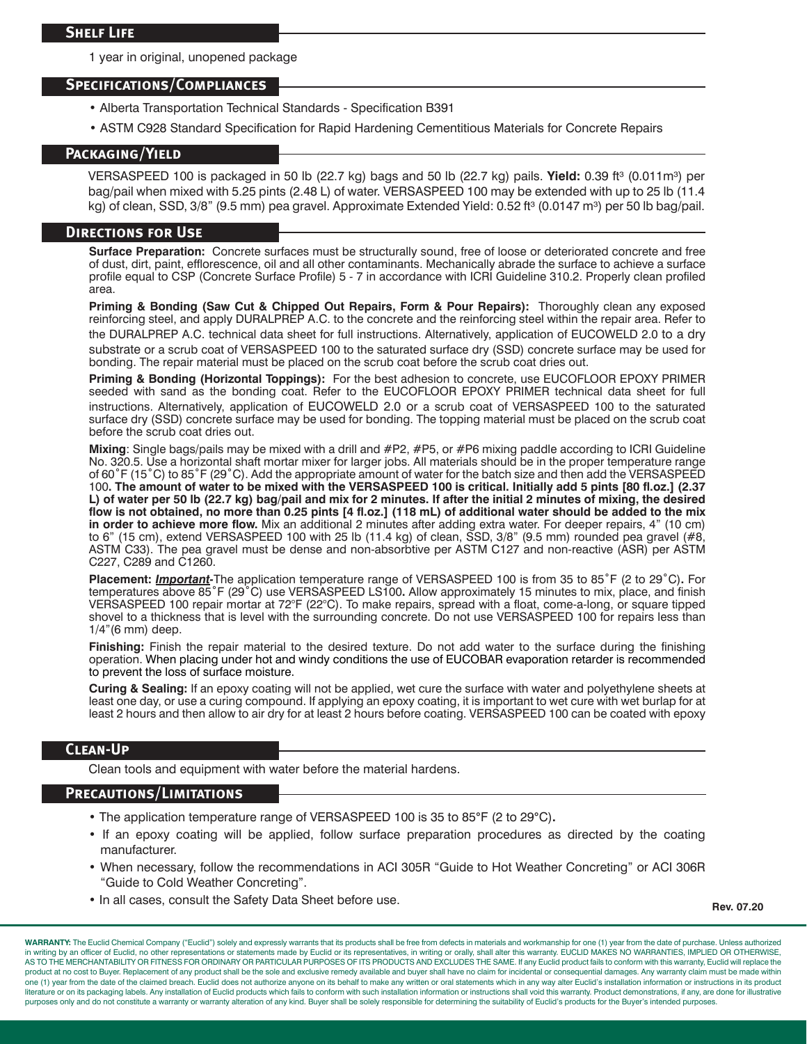## Shelf Life

1 year in original, unopened package

## Specifications/Compliances

- Alberta Transportation Technical Standards - Specification B391
- ASTM C928 Standard Specification for Rapid Hardening Cementitious Materials for Concrete Repairs

## Packaging/Yield

VERSASPEED 100 is packaged in 50 lb (22.7 kg) bags and 50 lb (22.7 kg) pails. **Yield:** 0.39 ft³ (0.011m³) per bag/pail when mixed with 5.25 pints (2.48 L) of water. VERSASPEED 100 may be extended with up to 25 lb (11.4 kg) of clean, SSD, 3/8" (9.5 mm) pea gravel. Approximate Extended Yield: 0.52 ft³ (0.0147 m³) per 50 lb bag/pail.

## Directions for Use

**Surface Preparation:** Concrete surfaces must be structurally sound, free of loose or deteriorated concrete and free of dust, dirt, paint, efflorescence, oil and all other contaminants. Mechanically abrade the surface to achieve a surface profile equal to CSP (Concrete Surface Profile) 5 - 7 in accordance with ICRI Guideline 310.2. Properly clean profiled area.

**Priming & Bonding (Saw Cut & Chipped Out Repairs, Form & Pour Repairs):** Thoroughly clean any exposed reinforcing steel, and apply DURALPREP A.C. to the concrete and the reinforcing steel within the repair area. Refer to the DURALPREP A.C. technical data sheet for full instructions. Alternatively, application of EUCOWELD 2.0 to a dry substrate or a scrub coat of VERSASPEED 100 to the saturated surface dry (SSD) concrete surface may be used for bonding. The repair material must be placed on the scrub coat before the scrub coat dries out.

**Priming & Bonding (Horizontal Toppings):** For the best adhesion to concrete, use EUCOFLOOR EPOXY PRIMER seeded with sand as the bonding coat. Refer to the EUCOFLOOR EPOXY PRIMER technical data sheet for full instructions. Alternatively, application of EUCOWELD 2.0 or a scrub coat of VERSASPEED 100 to the saturated surface dry (SSD) concrete surface may be used for bonding. The topping material must be placed on the scrub coat before the scrub coat dries out.

**Mixing**: Single bags/pails may be mixed with a drill and #P2, #P5, or #P6 mixing paddle according to ICRI Guideline No. 320.5. Use a horizontal shaft mortar mixer for larger jobs. All materials should be in the proper temperature range of 60˚F (15˚C) to 85˚F (29˚C). Add the appropriate amount of water for the batch size and then add the VERSASPEED 100**. The amount of water to be mixed with the VERSASPEED 100 is critical. Initially add 5 pints [80 fl.oz.] (2.37 L) of water per 50 lb (22.7 kg) bag/pail and mix for 2 minutes. If after the initial 2 minutes of mixing, the desired flow is not obtained, no more than 0.25 pints [4 fl.oz.] (118 mL) of additional water should be added to the mix in order to achieve more flow.** Mix an additional 2 minutes after adding extra water. For deeper repairs, 4" (10 cm) to 6" (15 cm), extend VERSASPEED 100 with 25 lb (11.4 kg) of clean, SSD, 3/8" (9.5 mm) rounded pea gravel (#8, ASTM C33). The pea gravel must be dense and non-absorbtive per ASTM C127 and non-reactive (ASR) per ASTM C227, C289 and C1260.

**Placement:** ***<u>Important</u>*****-**The application temperature range of VERSASPEED 100 is from 35 to 85˚F (2 to 29˚C)**.** For temperatures above 85˚F (29˚C) use VERSASPEED LS100**.** Allow approximately 15 minutes to mix, place, and finish VERSASPEED 100 repair mortar at 72°F (22°C). To make repairs, spread with a float, come-a-long, or square tipped shovel to a thickness that is level with the surrounding concrete. Do not use VERSASPEED 100 for repairs less than 1/4"(6 mm) deep.

**Finishing:** Finish the repair material to the desired texture. Do not add water to the surface during the finishing operation. When placing under hot and windy conditions the use of EUCOBAR evaporation retarder is recommended to prevent the loss of surface moisture.

**Curing & Sealing:** If an epoxy coating will not be applied, wet cure the surface with water and polyethylene sheets at least one day, or use a curing compound. If applying an epoxy coating, it is important to wet cure with wet burlap for at least 2 hours and then allow to air dry for at least 2 hours before coating. VERSASPEED 100 can be coated with epoxy

## Clean-Up

Clean tools and equipment with water before the material hardens.

## Precautions/Limitations

- The application temperature range of VERSASPEED 100 is 35 to 85°F (2 to 29°C).
- If an epoxy coating will be applied, follow surface preparation procedures as directed by the coating manufacturer.
- When necessary, follow the recommendations in ACI 305R "Guide to Hot Weather Concreting" or ACI 306R "Guide to Cold Weather Concreting".
- In all cases, consult the Safety Data Sheet before use.

Rev. 07.20

**WARRANTY:** The Euclid Chemical Company ("Euclid") solely and expressly warrants that its products shall be free from defects in materials and workmanship for one (1) year from the date of purchase. Unless authorized in writing by an officer of Euclid, no other representations or statements made by Euclid or its representatives, in writing or orally, shall alter this warranty. EUCLID MAKES NO WARRANTIES, IMPLIED OR OTHERWISE, AS TO THE MERCHANTABILITY OR FITNESS FOR ORDINARY OR PARTICULAR PURPOSES OF ITS PRODUCTS AND EXCLUDES THE SAME. If any Euclid product fails to conform with this warranty, Euclid will replace the product at no cost to Buyer. Replacement of any product shall be the sole and exclusive remedy available and buyer shall have no claim for incidental or consequential damages. Any warranty claim must be made within one (1) year from the date of the claimed breach. Euclid does not authorize anyone on its behalf to make any written or oral statements which in any way alter Euclid's installation information or instructions in its product literature or on its packaging labels. Any installation of Euclid products which fails to conform with such installation information or instructions shall void this warranty. Product demonstrations, if any, are done for illustrative purposes only and do not constitute a warranty or warranty alteration of any kind. Buyer shall be solely responsible for determining the suitability of Euclid's products for the Buyer's intended purposes.